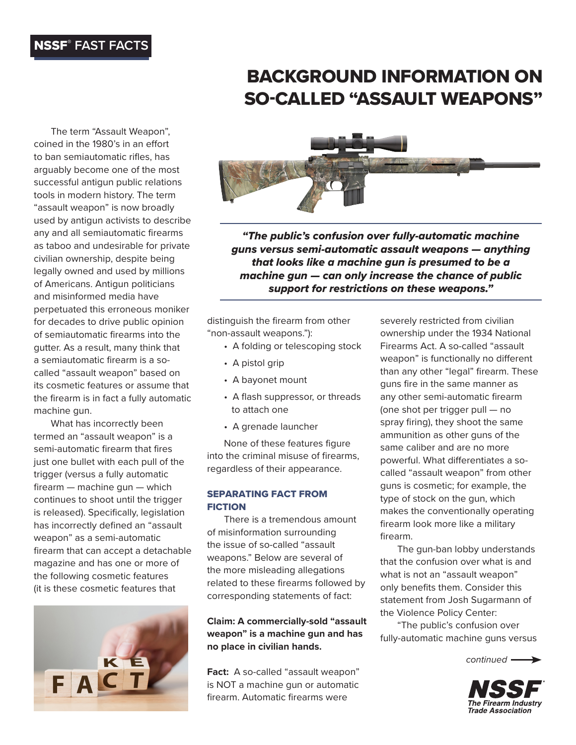**NSSF® FAST FACTS**

# BACKGROUND INFORMATION ON SO-CALLED "ASSAULT WEAPONS"

The term "Assault Weapon", coined in the 1980's in an effort to ban semiautomatic rifles, has arguably become one of the most successful antigun public relations tools in modern history. The term "assault weapon" is now broadly used by antigun activists to describe any and all semiautomatic firearms as taboo and undesirable for private civilian ownership, despite being legally owned and used by millions of Americans. Antigun politicians and misinformed media have perpetuated this erroneous moniker for decades to drive public opinion of semiautomatic firearms into the gutter. As a result, many think that a semiautomatic firearm is a so-called "assault weapon" based on its cosmetic features or assume that the firearm is in fact a fully automatic machine gun.

What has incorrectly been termed an "assault weapon" is a semi-automatic firearm that fires just one bullet with each pull of the trigger (versus a fully automatic firearm — machine gun — which continues to shoot until the trigger is released). Specifically, legislation has incorrectly defined an "assault weapon" as a semi-automatic firearm that can accept a detachable magazine and has one or more of the following cosmetic features (it is these cosmetic features that distinguish the firearm from other "non-assault weapons."):

- A folding or telescoping stock
- A pistol grip
- A bayonet mount
- A flash suppressor, or threads to attach one
- A grenade launcher

None of these features figure into the criminal misuse of firearms, regardless of their appearance.

***"The public's confusion over fully-automatic machine guns versus semi-automatic assault weapons — anything that looks like a machine gun is presumed to be a machine gun — can only increase the chance of public support for restrictions on these weapons."***

## SEPARATING FACT FROM FICTION

There is a tremendous amount of misinformation surrounding the issue of so-called "assault weapons." Below are several of the more misleading allegations related to these firearms followed by corresponding statements of fact:

**Claim: A commercially-sold "assault weapon" is a machine gun and has no place in civilian hands.**

**Fact:** A so-called "assault weapon" is NOT a machine gun or automatic firearm. Automatic firearms were severely restricted from civilian ownership under the 1934 National Firearms Act. A so-called "assault weapon" is functionally no different than any other "legal" firearm. These guns fire in the same manner as any other semi-automatic firearm (one shot per trigger pull — no spray firing), they shoot the same ammunition as other guns of the same caliber and are no more powerful. What differentiates a so-called "assault weapon" from other guns is cosmetic; for example, the type of stock on the gun, which makes the conventionally operating firearm look more like a military firearm.

The gun-ban lobby understands that the confusion over what is and what is not an "assault weapon" only benefits them. Consider this statement from Josh Sugarmann of the Violence Policy Center:

"The public's confusion over fully-automatic machine guns versus

*continued →*

**NSSF®**
*The Firearm Industry Trade Association*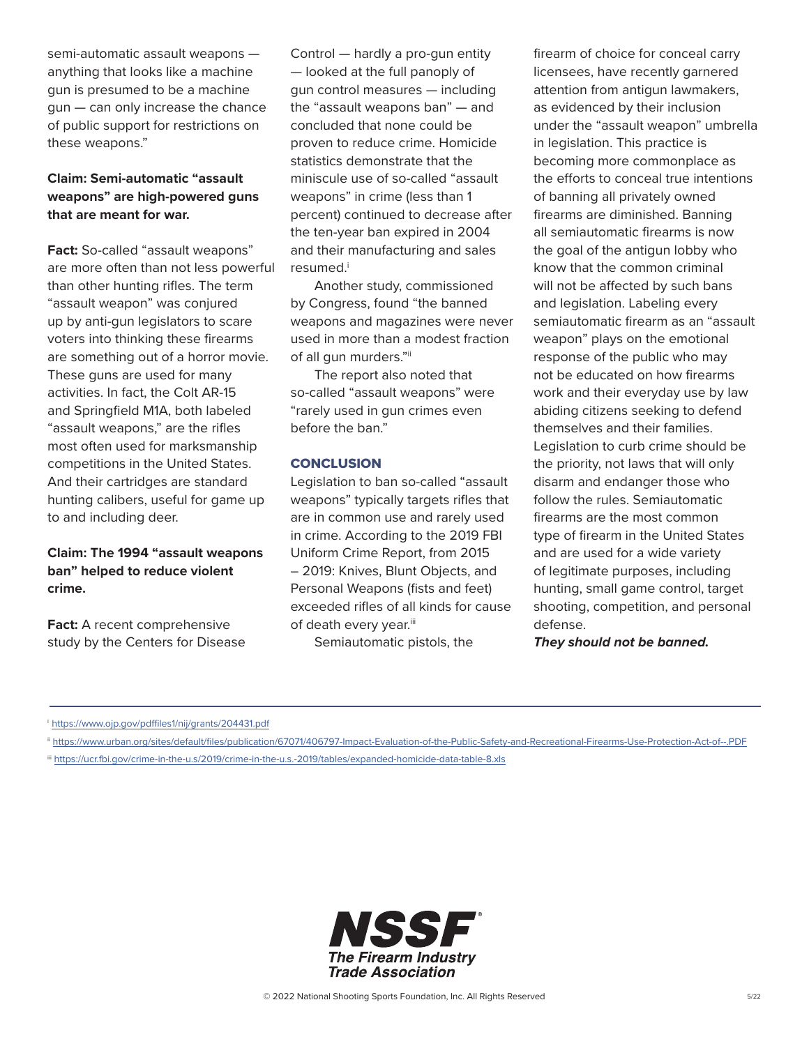semi-automatic assault weapons — anything that looks like a machine gun is presumed to be a machine gun — can only increase the chance of public support for restrictions on these weapons."

**Claim: Semi-automatic "assault weapons" are high-powered guns that are meant for war.**

**Fact:** So-called "assault weapons" are more often than not less powerful than other hunting rifles. The term "assault weapon" was conjured up by anti-gun legislators to scare voters into thinking these firearms are something out of a horror movie. These guns are used for many activities. In fact, the Colt AR-15 and Springfield M1A, both labeled "assault weapons," are the rifles most often used for marksmanship competitions in the United States. And their cartridges are standard hunting calibers, useful for game up to and including deer.

**Claim: The 1994 "assault weapons ban" helped to reduce violent crime.**

**Fact:** A recent comprehensive study by the Centers for Disease Control — hardly a pro-gun entity — looked at the full panoply of gun control measures — including the "assault weapons ban" — and concluded that none could be proven to reduce crime. Homicide statistics demonstrate that the miniscule use of so-called "assault weapons" in crime (less than 1 percent) continued to decrease after the ten-year ban expired in 2004 and their manufacturing and sales resumed.[i]

Another study, commissioned by Congress, found "the banned weapons and magazines were never used in more than a modest fraction of all gun murders."[ii]

The report also noted that so-called "assault weapons" were "rarely used in gun crimes even before the ban."

## CONCLUSION

Legislation to ban so-called "assault weapons" typically targets rifles that are in common use and rarely used in crime. According to the 2019 FBI Uniform Crime Report, from 2015 – 2019: Knives, Blunt Objects, and Personal Weapons (fists and feet) exceeded rifles of all kinds for cause of death every year.[iii]

Semiautomatic pistols, the firearm of choice for conceal carry licensees, have recently garnered attention from antigun lawmakers, as evidenced by their inclusion under the "assault weapon" umbrella in legislation. This practice is becoming more commonplace as the efforts to conceal true intentions of banning all privately owned firearms are diminished. Banning all semiautomatic firearms is now the goal of the antigun lobby who know that the common criminal will not be affected by such bans and legislation. Labeling every semiautomatic firearm as an "assault weapon" plays on the emotional response of the public who may not be educated on how firearms work and their everyday use by law abiding citizens seeking to defend themselves and their families. Legislation to curb crime should be the priority, not laws that will only disarm and endanger those who follow the rules. Semiautomatic firearms are the most common type of firearm in the United States and are used for a wide variety of legitimate purposes, including hunting, small game control, target shooting, competition, and personal defense.

***They should not be banned.***

---

[i] https://www.ojp.gov/pdffiles1/nij/grants/204431.pdf

[ii] https://www.urban.org/sites/default/files/publication/67071/406797-Impact-Evaluation-of-the-Public-Safety-and-Recreational-Firearms-Use-Protection-Act-of--.PDF

[iii] https://ucr.fbi.gov/crime-in-the-u.s/2019/crime-in-the-u.s.-2019/tables/expanded-homicide-data-table-8.xls

**NSSF®**
**The Firearm Industry Trade Association**

© 2022 National Shooting Sports Foundation, Inc. All Rights Reserved